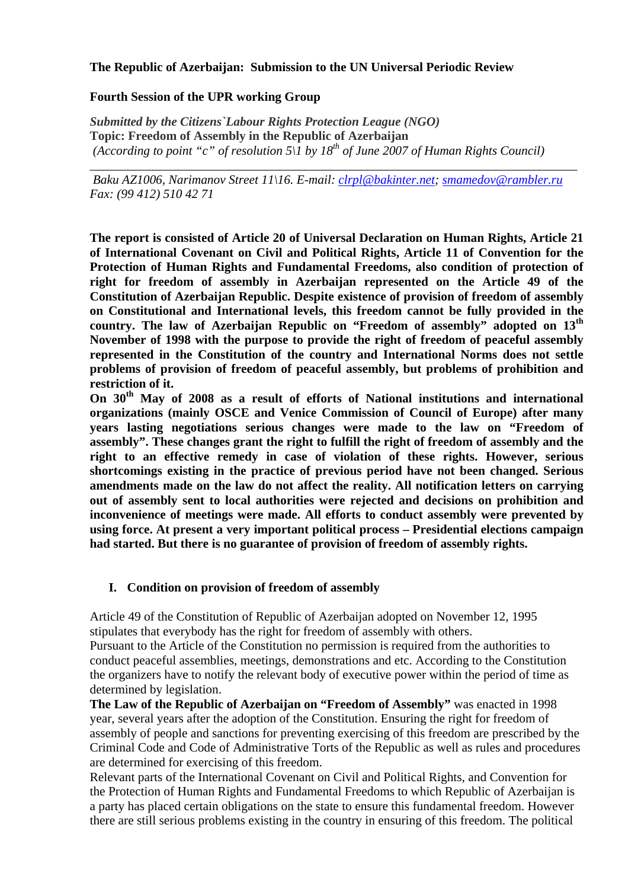**The Republic of Azerbaijan: Submission to the UN Universal Periodic Review**

**Fourth Session of the UPR working Group**

***Submitted by the Citizens`Labour Rights Protection League (NGO)***
**Topic: Freedom of Assembly in the Republic of Azerbaijan**
*(According to point "c" of resolution 5\1 by 18th of June 2007 of Human Rights Council)*

---

*Baku AZ1006, Narimanov Street 11\16. E-mail: clrpl@bakinter.net; smamedov@rambler.ru*
*Fax: (99 412) 510 42 71*

**The report is consisted of Article 20 of Universal Declaration on Human Rights, Article 21 of International Covenant on Civil and Political Rights, Article 11 of Convention for the Protection of Human Rights and Fundamental Freedoms, also condition of protection of right for freedom of assembly in Azerbaijan represented on the Article 49 of the Constitution of Azerbaijan Republic. Despite existence of provision of freedom of assembly on Constitutional and International levels, this freedom cannot be fully provided in the country. The law of Azerbaijan Republic on "Freedom of assembly" adopted on 13th November of 1998 with the purpose to provide the right of freedom of peaceful assembly represented in the Constitution of the country and International Norms does not settle problems of provision of freedom of peaceful assembly, but problems of prohibition and restriction of it.**
**On 30th May of 2008 as a result of efforts of National institutions and international organizations (mainly OSCE and Venice Commission of Council of Europe) after many years lasting negotiations serious changes were made to the law on "Freedom of assembly". These changes grant the right to fulfill the right of freedom of assembly and the right to an effective remedy in case of violation of these rights. However, serious shortcomings existing in the practice of previous period have not been changed. Serious amendments made on the law do not affect the reality. All notification letters on carrying out of assembly sent to local authorities were rejected and decisions on prohibition and inconvenience of meetings were made. All efforts to conduct assembly were prevented by using force. At present a very important political process – Presidential elections campaign had started. But there is no guarantee of provision of freedom of assembly rights.**

## I. Condition on provision of freedom of assembly

Article 49 of the Constitution of Republic of Azerbaijan adopted on November 12, 1995 stipulates that everybody has the right for freedom of assembly with others.
Pursuant to the Article of the Constitution no permission is required from the authorities to conduct peaceful assemblies, meetings, demonstrations and etc. According to the Constitution the organizers have to notify the relevant body of executive power within the period of time as determined by legislation.
**The Law of the Republic of Azerbaijan on "Freedom of Assembly"** was enacted in 1998 year, several years after the adoption of the Constitution. Ensuring the right for freedom of assembly of people and sanctions for preventing exercising of this freedom are prescribed by the Criminal Code and Code of Administrative Torts of the Republic as well as rules and procedures are determined for exercising of this freedom.
Relevant parts of the International Covenant on Civil and Political Rights, and Convention for the Protection of Human Rights and Fundamental Freedoms to which Republic of Azerbaijan is a party has placed certain obligations on the state to ensure this fundamental freedom. However there are still serious problems existing in the country in ensuring of this freedom. The political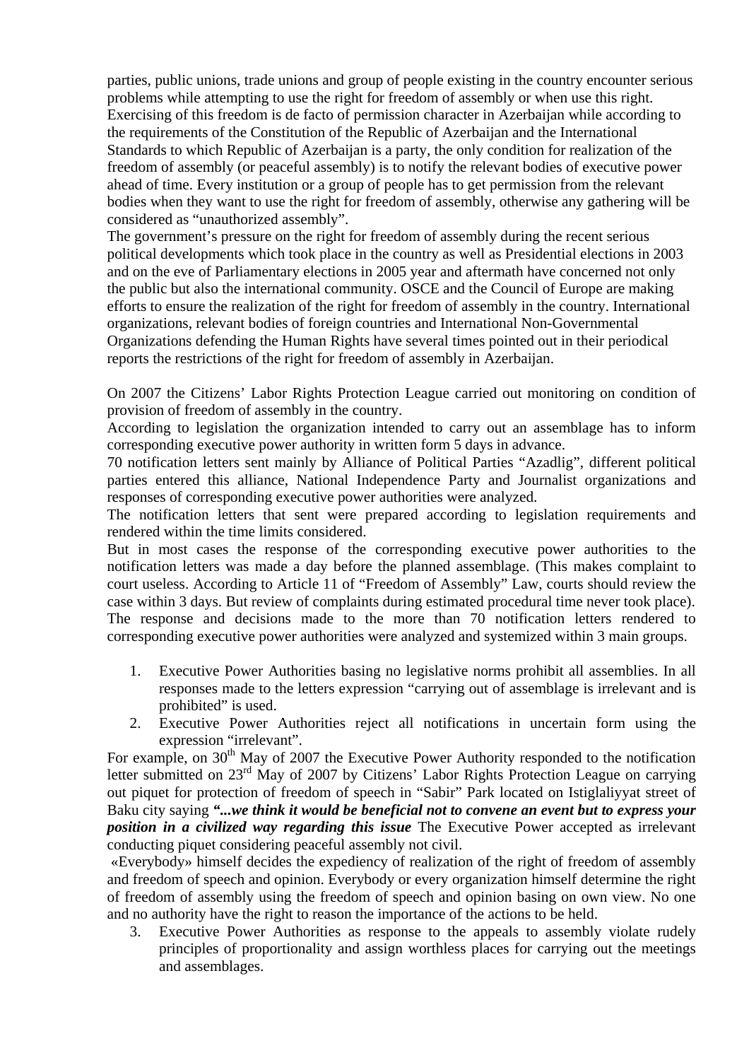parties, public unions, trade unions and group of people existing in the country encounter serious problems while attempting to use the right for freedom of assembly or when use this right. Exercising of this freedom is de facto of permission character in Azerbaijan while according to the requirements of the Constitution of the Republic of Azerbaijan and the International Standards to which Republic of Azerbaijan is a party, the only condition for realization of the freedom of assembly (or peaceful assembly) is to notify the relevant bodies of executive power ahead of time. Every institution or a group of people has to get permission from the relevant bodies when they want to use the right for freedom of assembly, otherwise any gathering will be considered as "unauthorized assembly".

The government's pressure on the right for freedom of assembly during the recent serious political developments which took place in the country as well as Presidential elections in 2003 and on the eve of Parliamentary elections in 2005 year and aftermath have concerned not only the public but also the international community. OSCE and the Council of Europe are making efforts to ensure the realization of the right for freedom of assembly in the country. International organizations, relevant bodies of foreign countries and International Non-Governmental Organizations defending the Human Rights have several times pointed out in their periodical reports the restrictions of the right for freedom of assembly in Azerbaijan.

On 2007 the Citizens' Labor Rights Protection League carried out monitoring on condition of provision of freedom of assembly in the country.

According to legislation the organization intended to carry out an assemblage has to inform corresponding executive power authority in written form 5 days in advance.

70 notification letters sent mainly by Alliance of Political Parties "Azadlig", different political parties entered this alliance, National Independence Party and Journalist organizations and responses of corresponding executive power authorities were analyzed.

The notification letters that sent were prepared according to legislation requirements and rendered within the time limits considered.

But in most cases the response of the corresponding executive power authorities to the notification letters was made a day before the planned assemblage. (This makes complaint to court useless. According to Article 11 of "Freedom of Assembly" Law, courts should review the case within 3 days. But review of complaints during estimated procedural time never took place).

The response and decisions made to the more than 70 notification letters rendered to corresponding executive power authorities were analyzed and systemized within 3 main groups.

1. Executive Power Authorities basing no legislative norms prohibit all assemblies. In all responses made to the letters expression "carrying out of assemblage is irrelevant and is prohibited" is used.
2. Executive Power Authorities reject all notifications in uncertain form using the expression "irrelevant".

For example, on 30th May of 2007 the Executive Power Authority responded to the notification letter submitted on 23rd May of 2007 by Citizens' Labor Rights Protection League on carrying out piquet for protection of freedom of speech in "Sabir" Park located on Istiglaliyyat street of Baku city saying ***"...we think it would be beneficial not to convene an event but to express your position in a civilized way regarding this issue*** The Executive Power accepted as irrelevant conducting piquet considering peaceful assembly not civil.

«Everybody» himself decides the expediency of realization of the right of freedom of assembly and freedom of speech and opinion. Everybody or every organization himself determine the right of freedom of assembly using the freedom of speech and opinion basing on own view. No one and no authority have the right to reason the importance of the actions to be held.

3. Executive Power Authorities as response to the appeals to assembly violate rudely principles of proportionality and assign worthless places for carrying out the meetings and assemblages.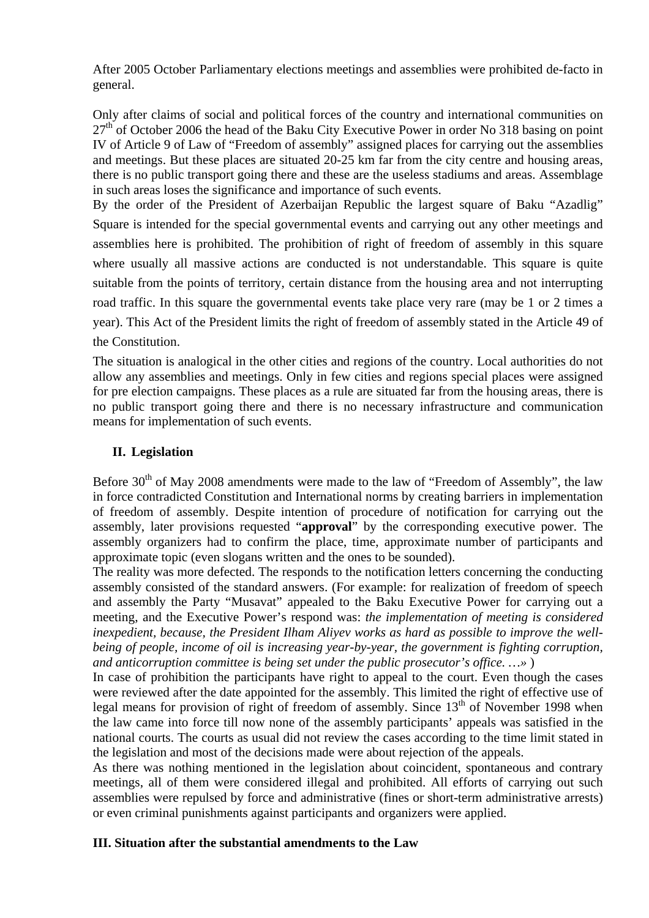After 2005 October Parliamentary elections meetings and assemblies were prohibited de-facto in general.

Only after claims of social and political forces of the country and international communities on 27th of October 2006 the head of the Baku City Executive Power in order No 318 basing on point IV of Article 9 of Law of "Freedom of assembly" assigned places for carrying out the assemblies and meetings. But these places are situated 20-25 km far from the city centre and housing areas, there is no public transport going there and these are the useless stadiums and areas. Assemblage in such areas loses the significance and importance of such events.

By the order of the President of Azerbaijan Republic the largest square of Baku "Azadlig" Square is intended for the special governmental events and carrying out any other meetings and assemblies here is prohibited. The prohibition of right of freedom of assembly in this square where usually all massive actions are conducted is not understandable. This square is quite suitable from the points of territory, certain distance from the housing area and not interrupting road traffic. In this square the governmental events take place very rare (may be 1 or 2 times a year). This Act of the President limits the right of freedom of assembly stated in the Article 49 of the Constitution.

The situation is analogical in the other cities and regions of the country. Local authorities do not allow any assemblies and meetings. Only in few cities and regions special places were assigned for pre election campaigns. These places as a rule are situated far from the housing areas, there is no public transport going there and there is no necessary infrastructure and communication means for implementation of such events.

## II. Legislation

Before 30th of May 2008 amendments were made to the law of "Freedom of Assembly", the law in force contradicted Constitution and International norms by creating barriers in implementation of freedom of assembly. Despite intention of procedure of notification for carrying out the assembly, later provisions requested "**approval**" by the corresponding executive power. The assembly organizers had to confirm the place, time, approximate number of participants and approximate topic (even slogans written and the ones to be sounded).

The reality was more defected. The responds to the notification letters concerning the conducting assembly consisted of the standard answers. (For example: for realization of freedom of speech and assembly the Party "Musavat" appealed to the Baku Executive Power for carrying out a meeting, and the Executive Power's respond was: *the implementation of meeting is considered inexpedient, because, the President Ilham Aliyev works as hard as possible to improve the well-being of people, income of oil is increasing year-by-year, the government is fighting corruption, and anticorruption committee is being set under the public prosecutor's office. …»* )

In case of prohibition the participants have right to appeal to the court. Even though the cases were reviewed after the date appointed for the assembly. This limited the right of effective use of legal means for provision of right of freedom of assembly. Since 13th of November 1998 when the law came into force till now none of the assembly participants' appeals was satisfied in the national courts. The courts as usual did not review the cases according to the time limit stated in the legislation and most of the decisions made were about rejection of the appeals.

As there was nothing mentioned in the legislation about coincident, spontaneous and contrary meetings, all of them were considered illegal and prohibited. All efforts of carrying out such assemblies were repulsed by force and administrative (fines or short-term administrative arrests) or even criminal punishments against participants and organizers were applied.

## III. Situation after the substantial amendments to the Law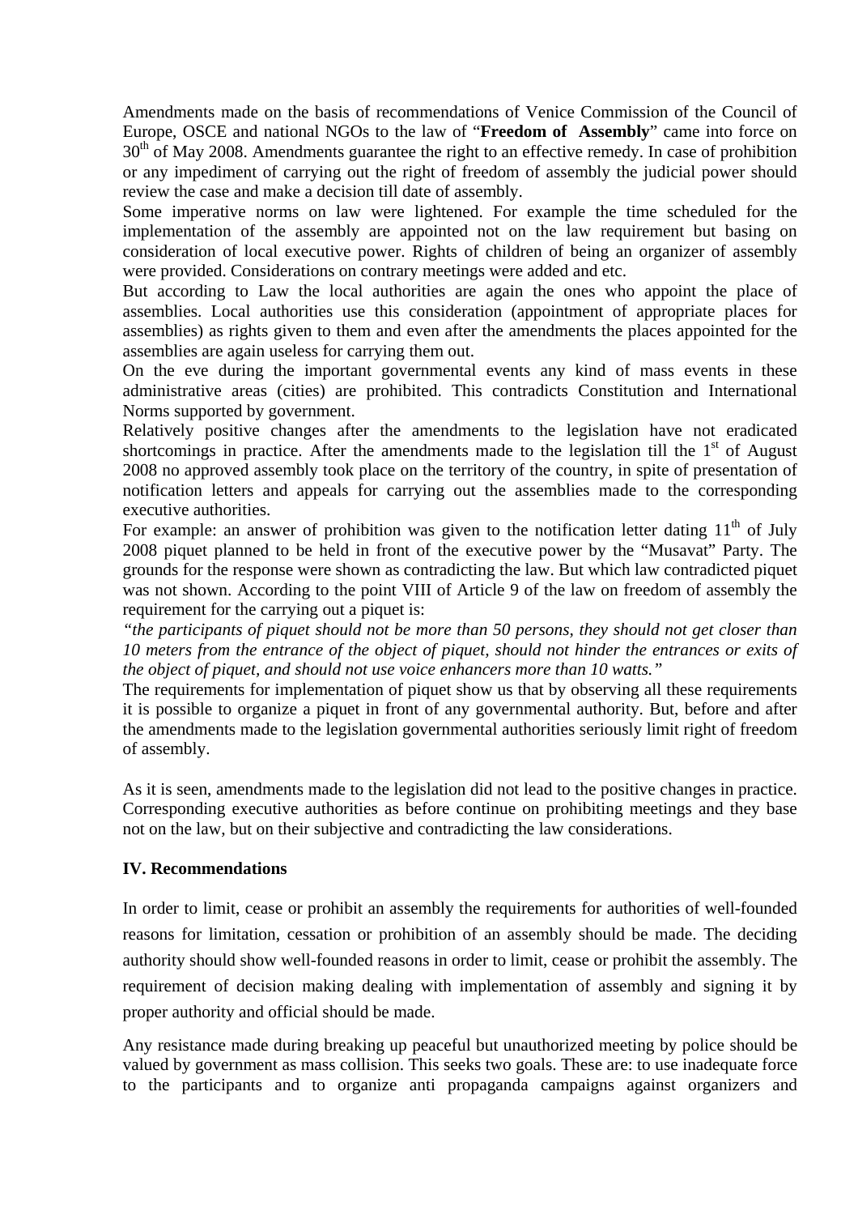Amendments made on the basis of recommendations of Venice Commission of the Council of Europe, OSCE and national NGOs to the law of "**Freedom of Assembly**" came into force on 30th of May 2008. Amendments guarantee the right to an effective remedy. In case of prohibition or any impediment of carrying out the right of freedom of assembly the judicial power should review the case and make a decision till date of assembly.

Some imperative norms on law were lightened. For example the time scheduled for the implementation of the assembly are appointed not on the law requirement but basing on consideration of local executive power. Rights of children of being an organizer of assembly were provided. Considerations on contrary meetings were added and etc.

But according to Law the local authorities are again the ones who appoint the place of assemblies. Local authorities use this consideration (appointment of appropriate places for assemblies) as rights given to them and even after the amendments the places appointed for the assemblies are again useless for carrying them out.

On the eve during the important governmental events any kind of mass events in these administrative areas (cities) are prohibited. This contradicts Constitution and International Norms supported by government.

Relatively positive changes after the amendments to the legislation have not eradicated shortcomings in practice. After the amendments made to the legislation till the 1st of August 2008 no approved assembly took place on the territory of the country, in spite of presentation of notification letters and appeals for carrying out the assemblies made to the corresponding executive authorities.

For example: an answer of prohibition was given to the notification letter dating 11th of July 2008 piquet planned to be held in front of the executive power by the "Musavat" Party. The grounds for the response were shown as contradicting the law. But which law contradicted piquet was not shown. According to the point VIII of Article 9 of the law on freedom of assembly the requirement for the carrying out a piquet is:

*"the participants of piquet should not be more than 50 persons, they should not get closer than 10 meters from the entrance of the object of piquet, should not hinder the entrances or exits of the object of piquet, and should not use voice enhancers more than 10 watts."*

The requirements for implementation of piquet show us that by observing all these requirements it is possible to organize a piquet in front of any governmental authority. But, before and after the amendments made to the legislation governmental authorities seriously limit right of freedom of assembly.

As it is seen, amendments made to the legislation did not lead to the positive changes in practice. Corresponding executive authorities as before continue on prohibiting meetings and they base not on the law, but on their subjective and contradicting the law considerations.

### IV. Recommendations

In order to limit, cease or prohibit an assembly the requirements for authorities of well-founded reasons for limitation, cessation or prohibition of an assembly should be made. The deciding authority should show well-founded reasons in order to limit, cease or prohibit the assembly. The requirement of decision making dealing with implementation of assembly and signing it by proper authority and official should be made.

Any resistance made during breaking up peaceful but unauthorized meeting by police should be valued by government as mass collision. This seeks two goals. These are: to use inadequate force to the participants and to organize anti propaganda campaigns against organizers and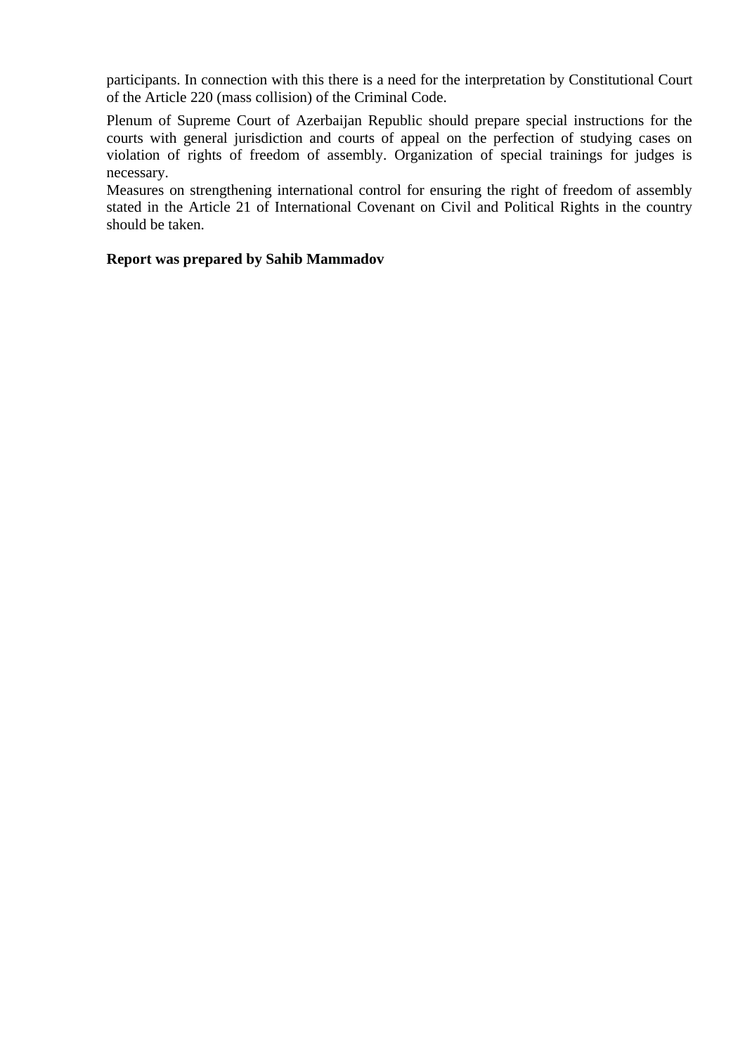participants. In connection with this there is a need for the interpretation by Constitutional Court of the Article 220 (mass collision) of the Criminal Code.

Plenum of Supreme Court of Azerbaijan Republic should prepare special instructions for the courts with general jurisdiction and courts of appeal on the perfection of studying cases on violation of rights of freedom of assembly. Organization of special trainings for judges is necessary.

Measures on strengthening international control for ensuring the right of freedom of assembly stated in the Article 21 of International Covenant on Civil and Political Rights in the country should be taken.

**Report was prepared by Sahib Mammadov**